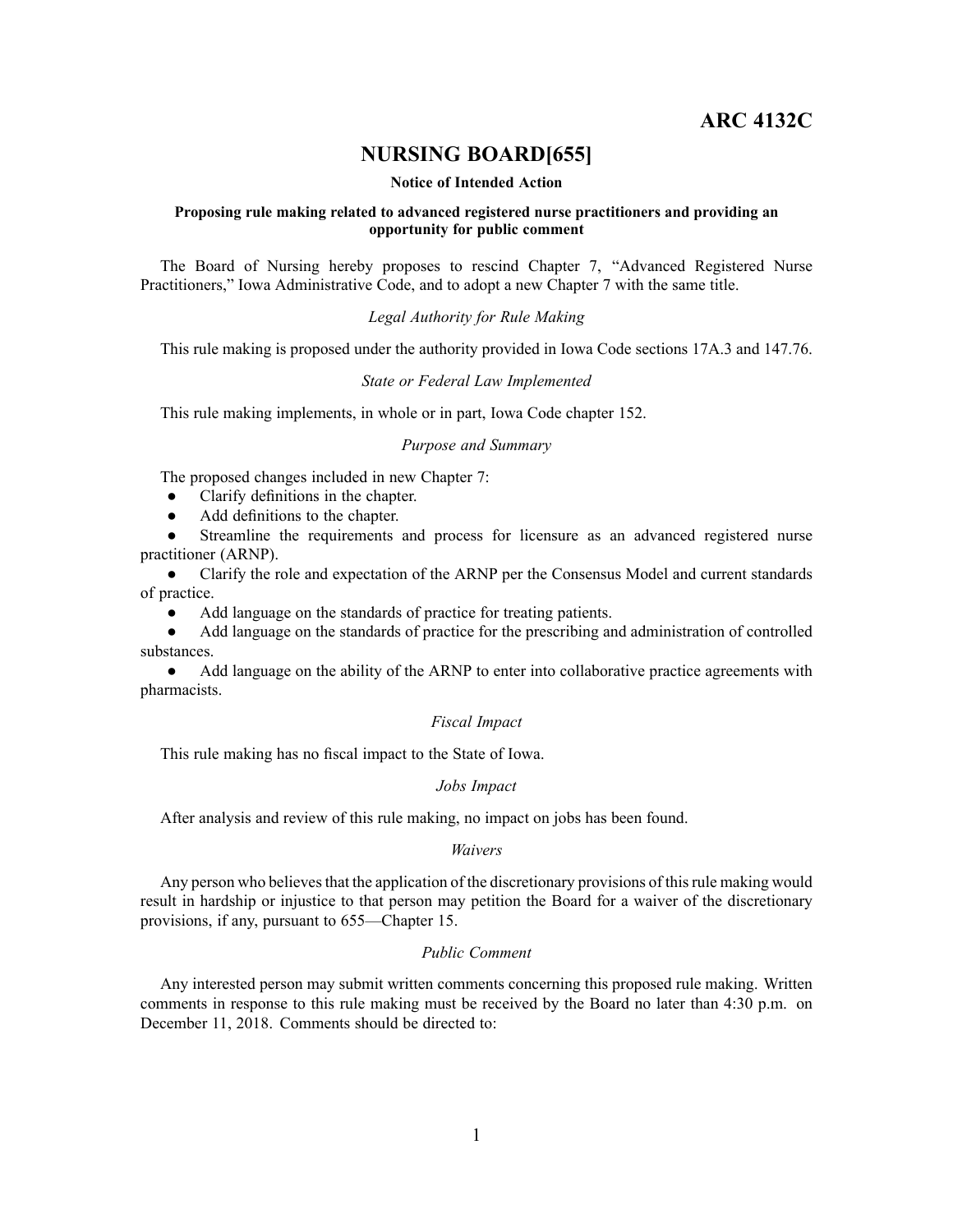# ARC 4132C

## NURSING BOARD[655]

**Notice of Intended Action**

**Proposing rule making related to advanced registered nurse practitioners and providing an opportunity for public comment**

The Board of Nursing hereby proposes to rescind Chapter 7, "Advanced Registered Nurse Practitioners," Iowa Administrative Code, and to adopt a new Chapter 7 with the same title.

*Legal Authority for Rule Making*

This rule making is proposed under the authority provided in Iowa Code sections 17A.3 and 147.76.

*State or Federal Law Implemented*

This rule making implements, in whole or in part, Iowa Code chapter 152.

*Purpose and Summary*

The proposed changes included in new Chapter 7:

- Clarify definitions in the chapter.
- Add definitions to the chapter.
- Streamline the requirements and process for licensure as an advanced registered nurse practitioner (ARNP).
- Clarify the role and expectation of the ARNP per the Consensus Model and current standards of practice.
- Add language on the standards of practice for treating patients.
- Add language on the standards of practice for the prescribing and administration of controlled substances.
- Add language on the ability of the ARNP to enter into collaborative practice agreements with pharmacists.

*Fiscal Impact*

This rule making has no fiscal impact to the State of Iowa.

*Jobs Impact*

After analysis and review of this rule making, no impact on jobs has been found.

*Waivers*

Any person who believes that the application of the discretionary provisions of this rule making would result in hardship or injustice to that person may petition the Board for a waiver of the discretionary provisions, if any, pursuant to 655—Chapter 15.

*Public Comment*

Any interested person may submit written comments concerning this proposed rule making. Written comments in response to this rule making must be received by the Board no later than 4:30 p.m. on December 11, 2018. Comments should be directed to: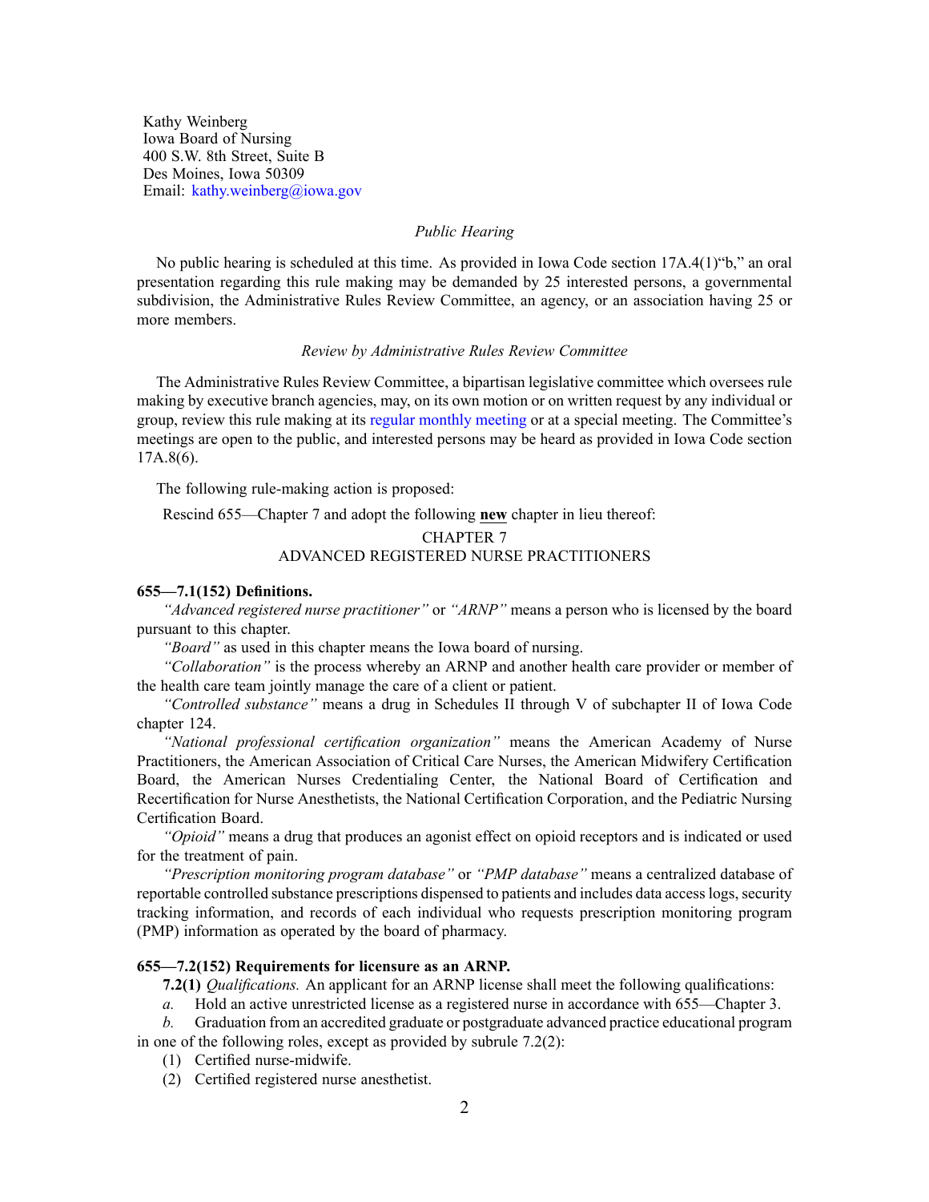Kathy Weinberg
Iowa Board of Nursing
400 S.W. 8th Street, Suite B
Des Moines, Iowa 50309
Email: kathy.weinberg@iowa.gov

*Public Hearing*

No public hearing is scheduled at this time. As provided in Iowa Code section 17A.4(1)"b," an oral presentation regarding this rule making may be demanded by 25 interested persons, a governmental subdivision, the Administrative Rules Review Committee, an agency, or an association having 25 or more members.

*Review by Administrative Rules Review Committee*

The Administrative Rules Review Committee, a bipartisan legislative committee which oversees rule making by executive branch agencies, may, on its own motion or on written request by any individual or group, review this rule making at its regular monthly meeting or at a special meeting. The Committee's meetings are open to the public, and interested persons may be heard as provided in Iowa Code section 17A.8(6).

The following rule-making action is proposed:

Rescind 655—Chapter 7 and adopt the following **new** chapter in lieu thereof:

CHAPTER 7
ADVANCED REGISTERED NURSE PRACTITIONERS

**655—7.1(152) Definitions.**

*"Advanced registered nurse practitioner"* or *"ARNP"* means a person who is licensed by the board pursuant to this chapter.

*"Board"* as used in this chapter means the Iowa board of nursing.

*"Collaboration"* is the process whereby an ARNP and another health care provider or member of the health care team jointly manage the care of a client or patient.

*"Controlled substance"* means a drug in Schedules II through V of subchapter II of Iowa Code chapter 124.

*"National professional certification organization"* means the American Academy of Nurse Practitioners, the American Association of Critical Care Nurses, the American Midwifery Certification Board, the American Nurses Credentialing Center, the National Board of Certification and Recertification for Nurse Anesthetists, the National Certification Corporation, and the Pediatric Nursing Certification Board.

*"Opioid"* means a drug that produces an agonist effect on opioid receptors and is indicated or used for the treatment of pain.

*"Prescription monitoring program database"* or *"PMP database"* means a centralized database of reportable controlled substance prescriptions dispensed to patients and includes data access logs, security tracking information, and records of each individual who requests prescription monitoring program (PMP) information as operated by the board of pharmacy.

**655—7.2(152) Requirements for licensure as an ARNP.**

**7.2(1)** *Qualifications.* An applicant for an ARNP license shall meet the following qualifications:

*a.* Hold an active unrestricted license as a registered nurse in accordance with 655—Chapter 3.

*b.* Graduation from an accredited graduate or postgraduate advanced practice educational program in one of the following roles, except as provided by subrule 7.2(2):

(1) Certified nurse-midwife.

(2) Certified registered nurse anesthetist.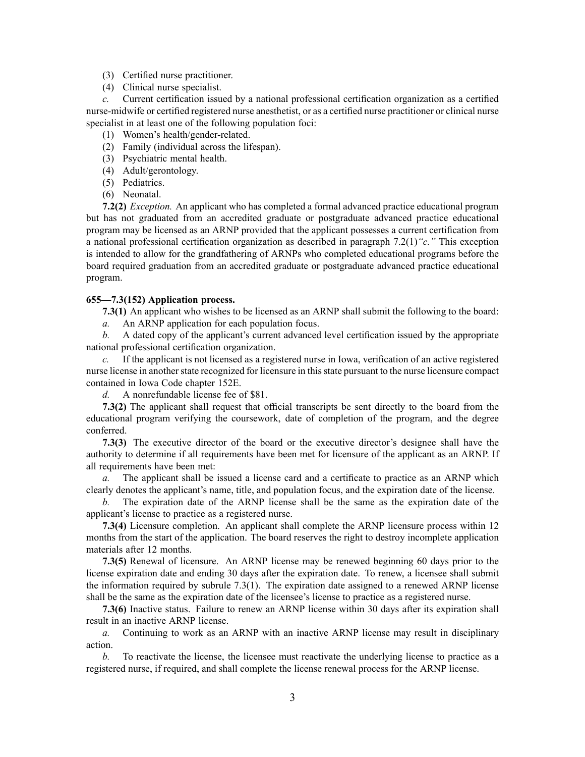(3) Certified nurse practitioner.

(4) Clinical nurse specialist.

*c.* Current certification issued by a national professional certification organization as a certified nurse-midwife or certified registered nurse anesthetist, or as a certified nurse practitioner or clinical nurse specialist in at least one of the following population foci:

(1) Women's health/gender-related.

(2) Family (individual across the lifespan).

(3) Psychiatric mental health.

(4) Adult/gerontology.

(5) Pediatrics.

(6) Neonatal.

**7.2(2)** *Exception.* An applicant who has completed a formal advanced practice educational program but has not graduated from an accredited graduate or postgraduate advanced practice educational program may be licensed as an ARNP provided that the applicant possesses a current certification from a national professional certification organization as described in paragraph 7.2(1)*"c."* This exception is intended to allow for the grandfathering of ARNPs who completed educational programs before the board required graduation from an accredited graduate or postgraduate advanced practice educational program.

**655—7.3(152) Application process.**

**7.3(1)** An applicant who wishes to be licensed as an ARNP shall submit the following to the board:

*a.* An ARNP application for each population focus.

*b.* A dated copy of the applicant's current advanced level certification issued by the appropriate national professional certification organization.

*c.* If the applicant is not licensed as a registered nurse in Iowa, verification of an active registered nurse license in another state recognized for licensure in this state pursuant to the nurse licensure compact contained in Iowa Code chapter 152E.

*d.* A nonrefundable license fee of $81.

**7.3(2)** The applicant shall request that official transcripts be sent directly to the board from the educational program verifying the coursework, date of completion of the program, and the degree conferred.

**7.3(3)** The executive director of the board or the executive director's designee shall have the authority to determine if all requirements have been met for licensure of the applicant as an ARNP. If all requirements have been met:

*a.* The applicant shall be issued a license card and a certificate to practice as an ARNP which clearly denotes the applicant's name, title, and population focus, and the expiration date of the license.

*b.* The expiration date of the ARNP license shall be the same as the expiration date of the applicant's license to practice as a registered nurse.

**7.3(4)** Licensure completion. An applicant shall complete the ARNP licensure process within 12 months from the start of the application. The board reserves the right to destroy incomplete application materials after 12 months.

**7.3(5)** Renewal of licensure. An ARNP license may be renewed beginning 60 days prior to the license expiration date and ending 30 days after the expiration date. To renew, a licensee shall submit the information required by subrule 7.3(1). The expiration date assigned to a renewed ARNP license shall be the same as the expiration date of the licensee's license to practice as a registered nurse.

**7.3(6)** Inactive status. Failure to renew an ARNP license within 30 days after its expiration shall result in an inactive ARNP license.

*a.* Continuing to work as an ARNP with an inactive ARNP license may result in disciplinary action.

*b.* To reactivate the license, the licensee must reactivate the underlying license to practice as a registered nurse, if required, and shall complete the license renewal process for the ARNP license.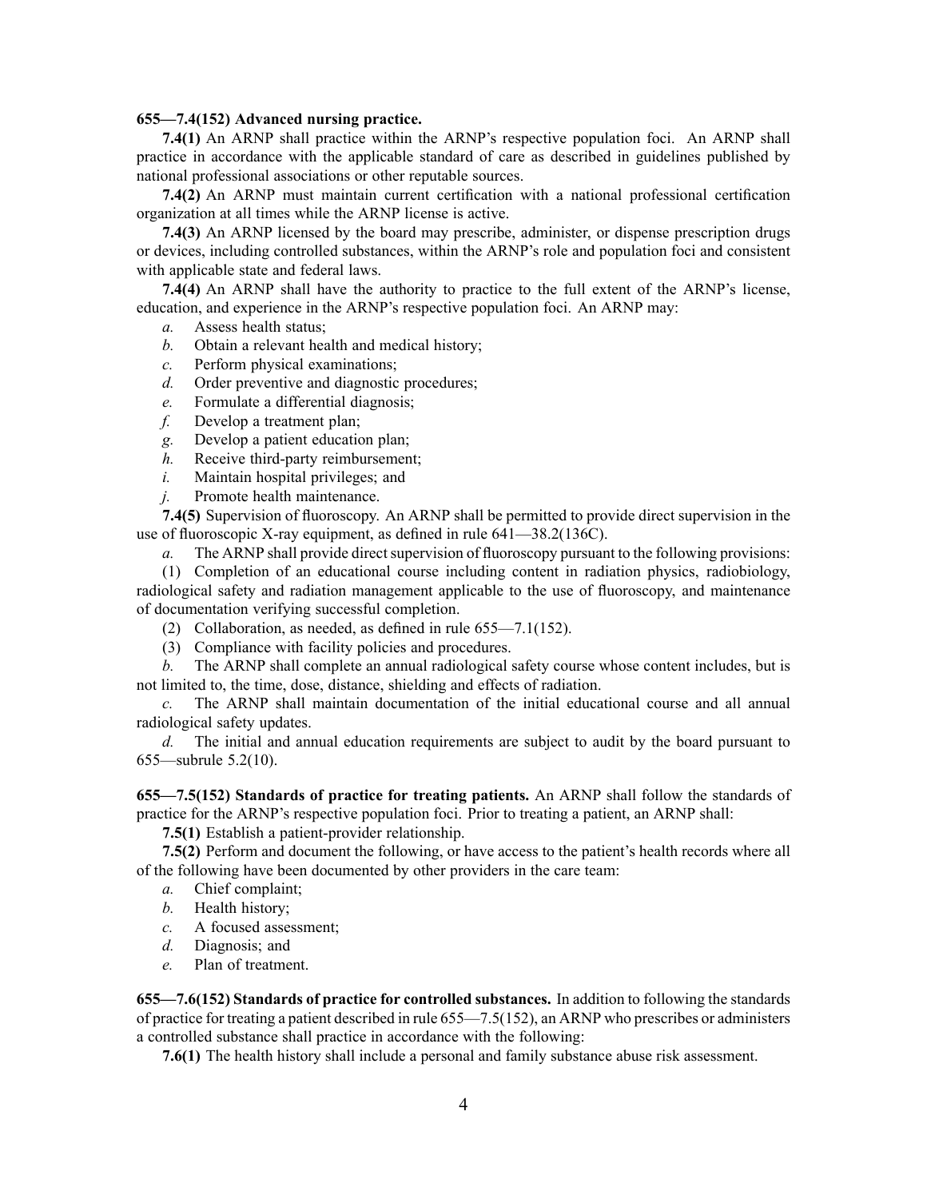**655—7.4(152) Advanced nursing practice.**

**7.4(1)** An ARNP shall practice within the ARNP's respective population foci. An ARNP shall practice in accordance with the applicable standard of care as described in guidelines published by national professional associations or other reputable sources.

**7.4(2)** An ARNP must maintain current certification with a national professional certification organization at all times while the ARNP license is active.

**7.4(3)** An ARNP licensed by the board may prescribe, administer, or dispense prescription drugs or devices, including controlled substances, within the ARNP's role and population foci and consistent with applicable state and federal laws.

**7.4(4)** An ARNP shall have the authority to practice to the full extent of the ARNP's license, education, and experience in the ARNP's respective population foci. An ARNP may:

*a.* Assess health status;

*b.* Obtain a relevant health and medical history;

*c.* Perform physical examinations;

*d.* Order preventive and diagnostic procedures;

*e.* Formulate a differential diagnosis;

*f.* Develop a treatment plan;

*g.* Develop a patient education plan;

*h.* Receive third-party reimbursement;

*i.* Maintain hospital privileges; and

*j.* Promote health maintenance.

**7.4(5)** Supervision of fluoroscopy. An ARNP shall be permitted to provide direct supervision in the use of fluoroscopic X-ray equipment, as defined in rule 641—38.2(136C).

*a.* The ARNP shall provide direct supervision of fluoroscopy pursuant to the following provisions:

(1) Completion of an educational course including content in radiation physics, radiobiology, radiological safety and radiation management applicable to the use of fluoroscopy, and maintenance of documentation verifying successful completion.

(2) Collaboration, as needed, as defined in rule 655—7.1(152).

(3) Compliance with facility policies and procedures.

*b.* The ARNP shall complete an annual radiological safety course whose content includes, but is not limited to, the time, dose, distance, shielding and effects of radiation.

*c.* The ARNP shall maintain documentation of the initial educational course and all annual radiological safety updates.

*d.* The initial and annual education requirements are subject to audit by the board pursuant to 655—subrule 5.2(10).

**655—7.5(152) Standards of practice for treating patients.** An ARNP shall follow the standards of practice for the ARNP's respective population foci. Prior to treating a patient, an ARNP shall:

**7.5(1)** Establish a patient-provider relationship.

**7.5(2)** Perform and document the following, or have access to the patient's health records where all of the following have been documented by other providers in the care team:

*a.* Chief complaint;

*b.* Health history;

*c.* A focused assessment;

*d.* Diagnosis; and

*e.* Plan of treatment.

**655—7.6(152) Standards of practice for controlled substances.** In addition to following the standards of practice for treating a patient described in rule 655—7.5(152), an ARNP who prescribes or administers a controlled substance shall practice in accordance with the following:

**7.6(1)** The health history shall include a personal and family substance abuse risk assessment.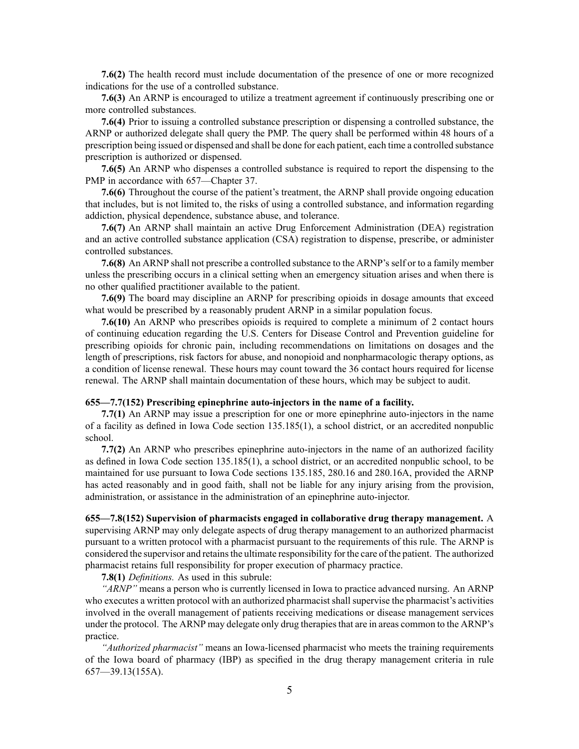**7.6(2)** The health record must include documentation of the presence of one or more recognized indications for the use of a controlled substance.

**7.6(3)** An ARNP is encouraged to utilize a treatment agreement if continuously prescribing one or more controlled substances.

**7.6(4)** Prior to issuing a controlled substance prescription or dispensing a controlled substance, the ARNP or authorized delegate shall query the PMP. The query shall be performed within 48 hours of a prescription being issued or dispensed and shall be done for each patient, each time a controlled substance prescription is authorized or dispensed.

**7.6(5)** An ARNP who dispenses a controlled substance is required to report the dispensing to the PMP in accordance with 657—Chapter 37.

**7.6(6)** Throughout the course of the patient's treatment, the ARNP shall provide ongoing education that includes, but is not limited to, the risks of using a controlled substance, and information regarding addiction, physical dependence, substance abuse, and tolerance.

**7.6(7)** An ARNP shall maintain an active Drug Enforcement Administration (DEA) registration and an active controlled substance application (CSA) registration to dispense, prescribe, or administer controlled substances.

**7.6(8)** An ARNP shall not prescribe a controlled substance to the ARNP's self or to a family member unless the prescribing occurs in a clinical setting when an emergency situation arises and when there is no other qualified practitioner available to the patient.

**7.6(9)** The board may discipline an ARNP for prescribing opioids in dosage amounts that exceed what would be prescribed by a reasonably prudent ARNP in a similar population focus.

**7.6(10)** An ARNP who prescribes opioids is required to complete a minimum of 2 contact hours of continuing education regarding the U.S. Centers for Disease Control and Prevention guideline for prescribing opioids for chronic pain, including recommendations on limitations on dosages and the length of prescriptions, risk factors for abuse, and nonopioid and nonpharmacologic therapy options, as a condition of license renewal. These hours may count toward the 36 contact hours required for license renewal. The ARNP shall maintain documentation of these hours, which may be subject to audit.

**655—7.7(152) Prescribing epinephrine auto-injectors in the name of a facility.**

**7.7(1)** An ARNP may issue a prescription for one or more epinephrine auto-injectors in the name of a facility as defined in Iowa Code section 135.185(1), a school district, or an accredited nonpublic school.

**7.7(2)** An ARNP who prescribes epinephrine auto-injectors in the name of an authorized facility as defined in Iowa Code section 135.185(1), a school district, or an accredited nonpublic school, to be maintained for use pursuant to Iowa Code sections 135.185, 280.16 and 280.16A, provided the ARNP has acted reasonably and in good faith, shall not be liable for any injury arising from the provision, administration, or assistance in the administration of an epinephrine auto-injector.

**655—7.8(152) Supervision of pharmacists engaged in collaborative drug therapy management.** A supervising ARNP may only delegate aspects of drug therapy management to an authorized pharmacist pursuant to a written protocol with a pharmacist pursuant to the requirements of this rule. The ARNP is considered the supervisor and retains the ultimate responsibility for the care of the patient. The authorized pharmacist retains full responsibility for proper execution of pharmacy practice.

**7.8(1)** *Definitions.* As used in this subrule:

*"ARNP"* means a person who is currently licensed in Iowa to practice advanced nursing. An ARNP who executes a written protocol with an authorized pharmacist shall supervise the pharmacist's activities involved in the overall management of patients receiving medications or disease management services under the protocol. The ARNP may delegate only drug therapies that are in areas common to the ARNP's practice.

*"Authorized pharmacist"* means an Iowa-licensed pharmacist who meets the training requirements of the Iowa board of pharmacy (IBP) as specified in the drug therapy management criteria in rule 657—39.13(155A).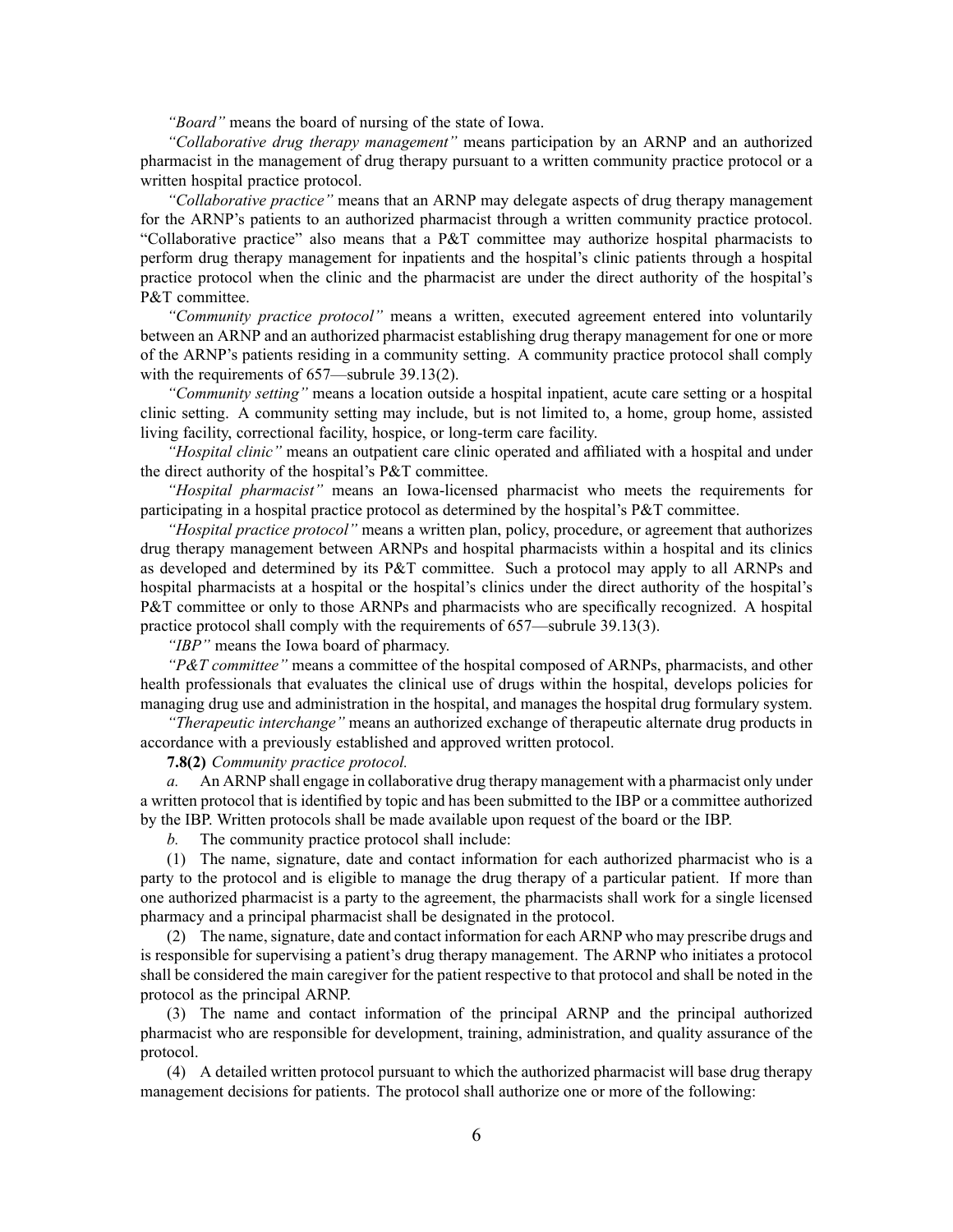*"Board"* means the board of nursing of the state of Iowa.

*"Collaborative drug therapy management"* means participation by an ARNP and an authorized pharmacist in the management of drug therapy pursuant to a written community practice protocol or a written hospital practice protocol.

*"Collaborative practice"* means that an ARNP may delegate aspects of drug therapy management for the ARNP's patients to an authorized pharmacist through a written community practice protocol. "Collaborative practice" also means that a P&T committee may authorize hospital pharmacists to perform drug therapy management for inpatients and the hospital's clinic patients through a hospital practice protocol when the clinic and the pharmacist are under the direct authority of the hospital's P&T committee.

*"Community practice protocol"* means a written, executed agreement entered into voluntarily between an ARNP and an authorized pharmacist establishing drug therapy management for one or more of the ARNP's patients residing in a community setting. A community practice protocol shall comply with the requirements of 657—subrule 39.13(2).

*"Community setting"* means a location outside a hospital inpatient, acute care setting or a hospital clinic setting. A community setting may include, but is not limited to, a home, group home, assisted living facility, correctional facility, hospice, or long-term care facility.

*"Hospital clinic"* means an outpatient care clinic operated and affiliated with a hospital and under the direct authority of the hospital's P&T committee.

*"Hospital pharmacist"* means an Iowa-licensed pharmacist who meets the requirements for participating in a hospital practice protocol as determined by the hospital's P&T committee.

*"Hospital practice protocol"* means a written plan, policy, procedure, or agreement that authorizes drug therapy management between ARNPs and hospital pharmacists within a hospital and its clinics as developed and determined by its P&T committee. Such a protocol may apply to all ARNPs and hospital pharmacists at a hospital or the hospital's clinics under the direct authority of the hospital's P&T committee or only to those ARNPs and pharmacists who are specifically recognized. A hospital practice protocol shall comply with the requirements of 657—subrule 39.13(3).

*"IBP"* means the Iowa board of pharmacy.

*"P&T committee"* means a committee of the hospital composed of ARNPs, pharmacists, and other health professionals that evaluates the clinical use of drugs within the hospital, develops policies for managing drug use and administration in the hospital, and manages the hospital drug formulary system.

*"Therapeutic interchange"* means an authorized exchange of therapeutic alternate drug products in accordance with a previously established and approved written protocol.

**7.8(2)** *Community practice protocol.*

*a.* An ARNP shall engage in collaborative drug therapy management with a pharmacist only under a written protocol that is identified by topic and has been submitted to the IBP or a committee authorized by the IBP. Written protocols shall be made available upon request of the board or the IBP.

*b.* The community practice protocol shall include:

(1) The name, signature, date and contact information for each authorized pharmacist who is a party to the protocol and is eligible to manage the drug therapy of a particular patient. If more than one authorized pharmacist is a party to the agreement, the pharmacists shall work for a single licensed pharmacy and a principal pharmacist shall be designated in the protocol.

(2) The name, signature, date and contact information for each ARNP who may prescribe drugs and is responsible for supervising a patient's drug therapy management. The ARNP who initiates a protocol shall be considered the main caregiver for the patient respective to that protocol and shall be noted in the protocol as the principal ARNP.

(3) The name and contact information of the principal ARNP and the principal authorized pharmacist who are responsible for development, training, administration, and quality assurance of the protocol.

(4) A detailed written protocol pursuant to which the authorized pharmacist will base drug therapy management decisions for patients. The protocol shall authorize one or more of the following: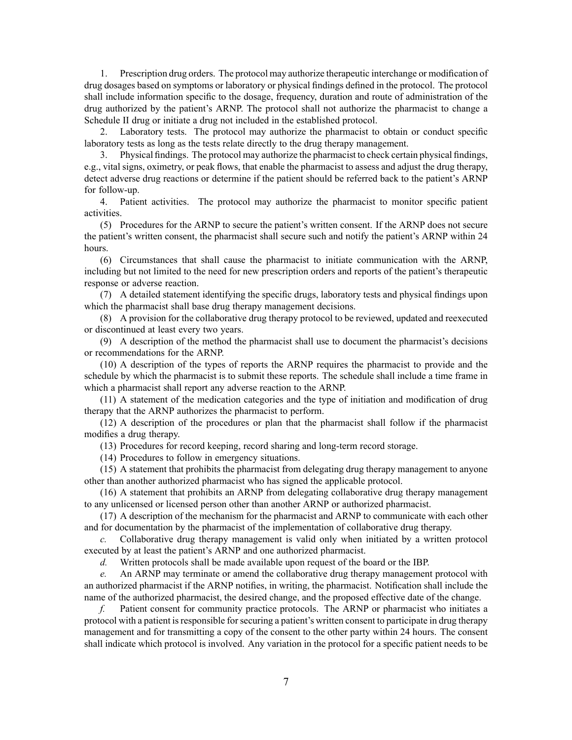1. Prescription drug orders. The protocol may authorize therapeutic interchange or modification of drug dosages based on symptoms or laboratory or physical findings defined in the protocol. The protocol shall include information specific to the dosage, frequency, duration and route of administration of the drug authorized by the patient's ARNP. The protocol shall not authorize the pharmacist to change a Schedule II drug or initiate a drug not included in the established protocol.

2. Laboratory tests. The protocol may authorize the pharmacist to obtain or conduct specific laboratory tests as long as the tests relate directly to the drug therapy management.

3. Physical findings. The protocol may authorize the pharmacist to check certain physical findings, e.g., vital signs, oximetry, or peak flows, that enable the pharmacist to assess and adjust the drug therapy, detect adverse drug reactions or determine if the patient should be referred back to the patient's ARNP for follow-up.

4. Patient activities. The protocol may authorize the pharmacist to monitor specific patient activities.

(5) Procedures for the ARNP to secure the patient's written consent. If the ARNP does not secure the patient's written consent, the pharmacist shall secure such and notify the patient's ARNP within 24 hours.

(6) Circumstances that shall cause the pharmacist to initiate communication with the ARNP, including but not limited to the need for new prescription orders and reports of the patient's therapeutic response or adverse reaction.

(7) A detailed statement identifying the specific drugs, laboratory tests and physical findings upon which the pharmacist shall base drug therapy management decisions.

(8) A provision for the collaborative drug therapy protocol to be reviewed, updated and reexecuted or discontinued at least every two years.

(9) A description of the method the pharmacist shall use to document the pharmacist's decisions or recommendations for the ARNP.

(10) A description of the types of reports the ARNP requires the pharmacist to provide and the schedule by which the pharmacist is to submit these reports. The schedule shall include a time frame in which a pharmacist shall report any adverse reaction to the ARNP.

(11) A statement of the medication categories and the type of initiation and modification of drug therapy that the ARNP authorizes the pharmacist to perform.

(12) A description of the procedures or plan that the pharmacist shall follow if the pharmacist modifies a drug therapy.

(13) Procedures for record keeping, record sharing and long-term record storage.

(14) Procedures to follow in emergency situations.

(15) A statement that prohibits the pharmacist from delegating drug therapy management to anyone other than another authorized pharmacist who has signed the applicable protocol.

(16) A statement that prohibits an ARNP from delegating collaborative drug therapy management to any unlicensed or licensed person other than another ARNP or authorized pharmacist.

(17) A description of the mechanism for the pharmacist and ARNP to communicate with each other and for documentation by the pharmacist of the implementation of collaborative drug therapy.

*c.* Collaborative drug therapy management is valid only when initiated by a written protocol executed by at least the patient's ARNP and one authorized pharmacist.

*d.* Written protocols shall be made available upon request of the board or the IBP.

*e.* An ARNP may terminate or amend the collaborative drug therapy management protocol with an authorized pharmacist if the ARNP notifies, in writing, the pharmacist. Notification shall include the name of the authorized pharmacist, the desired change, and the proposed effective date of the change.

*f.* Patient consent for community practice protocols. The ARNP or pharmacist who initiates a protocol with a patient is responsible for securing a patient's written consent to participate in drug therapy management and for transmitting a copy of the consent to the other party within 24 hours. The consent shall indicate which protocol is involved. Any variation in the protocol for a specific patient needs to be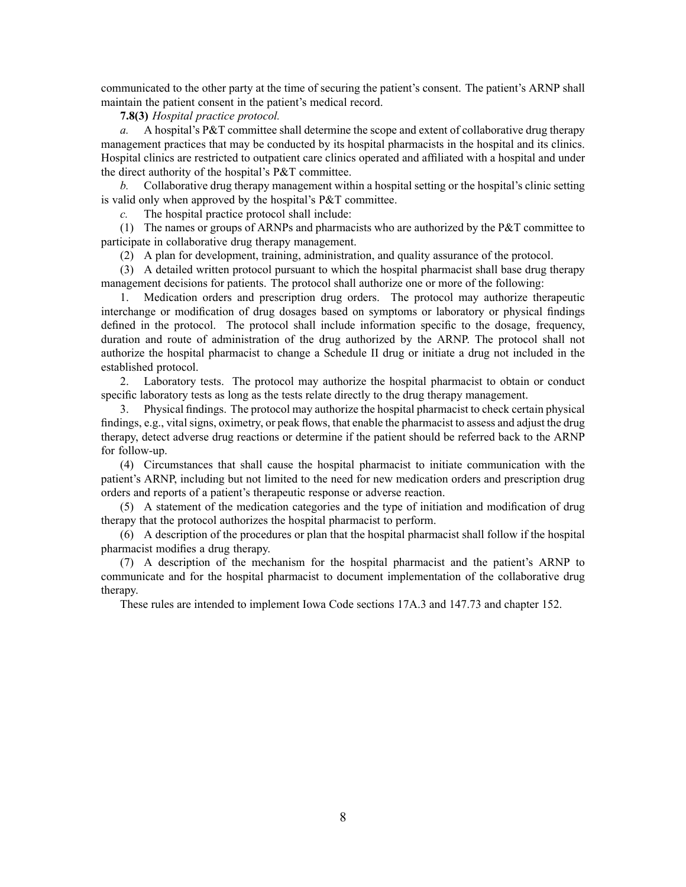communicated to the other party at the time of securing the patient's consent. The patient's ARNP shall maintain the patient consent in the patient's medical record.

**7.8(3)** *Hospital practice protocol.*

*a.* A hospital's P&T committee shall determine the scope and extent of collaborative drug therapy management practices that may be conducted by its hospital pharmacists in the hospital and its clinics. Hospital clinics are restricted to outpatient care clinics operated and affiliated with a hospital and under the direct authority of the hospital's P&T committee.

*b.* Collaborative drug therapy management within a hospital setting or the hospital's clinic setting is valid only when approved by the hospital's P&T committee.

*c.* The hospital practice protocol shall include:

(1) The names or groups of ARNPs and pharmacists who are authorized by the P&T committee to participate in collaborative drug therapy management.

(2) A plan for development, training, administration, and quality assurance of the protocol.

(3) A detailed written protocol pursuant to which the hospital pharmacist shall base drug therapy management decisions for patients. The protocol shall authorize one or more of the following:

1. Medication orders and prescription drug orders. The protocol may authorize therapeutic interchange or modification of drug dosages based on symptoms or laboratory or physical findings defined in the protocol. The protocol shall include information specific to the dosage, frequency, duration and route of administration of the drug authorized by the ARNP. The protocol shall not authorize the hospital pharmacist to change a Schedule II drug or initiate a drug not included in the established protocol.

2. Laboratory tests. The protocol may authorize the hospital pharmacist to obtain or conduct specific laboratory tests as long as the tests relate directly to the drug therapy management.

3. Physical findings. The protocol may authorize the hospital pharmacist to check certain physical findings, e.g., vital signs, oximetry, or peak flows, that enable the pharmacist to assess and adjust the drug therapy, detect adverse drug reactions or determine if the patient should be referred back to the ARNP for follow-up.

(4) Circumstances that shall cause the hospital pharmacist to initiate communication with the patient's ARNP, including but not limited to the need for new medication orders and prescription drug orders and reports of a patient's therapeutic response or adverse reaction.

(5) A statement of the medication categories and the type of initiation and modification of drug therapy that the protocol authorizes the hospital pharmacist to perform.

(6) A description of the procedures or plan that the hospital pharmacist shall follow if the hospital pharmacist modifies a drug therapy.

(7) A description of the mechanism for the hospital pharmacist and the patient's ARNP to communicate and for the hospital pharmacist to document implementation of the collaborative drug therapy.

These rules are intended to implement Iowa Code sections 17A.3 and 147.73 and chapter 152.